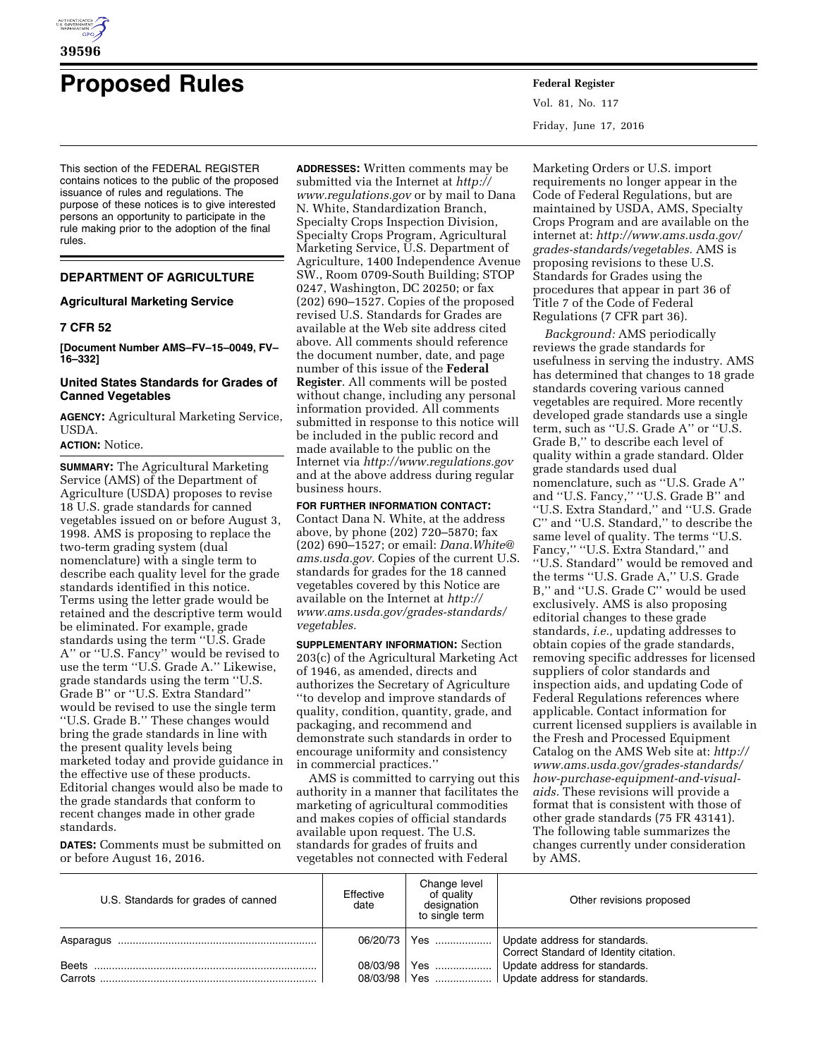# Proposed Rules

This section of the FEDERAL REGISTER contains notices to the public of the proposed issuance of rules and regulations. The purpose of these notices is to give interested persons an opportunity to participate in the rule making prior to the adoption of the final rules.

## DEPARTMENT OF AGRICULTURE

### Agricultural Marketing Service

### 7 CFR 52

**[Document Number AMS–FV–15–0049, FV–16–332]**

### United States Standards for Grades of Canned Vegetables

**AGENCY:** Agricultural Marketing Service, USDA.

**ACTION:** Notice.

**SUMMARY:** The Agricultural Marketing Service (AMS) of the Department of Agriculture (USDA) proposes to revise 18 U.S. grade standards for canned vegetables issued on or before August 3, 1998. AMS is proposing to replace the two-term grading system (dual nomenclature) with a single term to describe each quality level for the grade standards identified in this notice. Terms using the letter grade would be retained and the descriptive term would be eliminated. For example, grade standards using the term ''U.S. Grade A'' or ''U.S. Fancy'' would be revised to use the term ''U.S. Grade A.'' Likewise, grade standards using the term ''U.S. Grade B'' or ''U.S. Extra Standard'' would be revised to use the single term ''U.S. Grade B.'' These changes would bring the grade standards in line with the present quality levels being marketed today and provide guidance in the effective use of these products. Editorial changes would also be made to the grade standards that conform to recent changes made in other grade standards.

**DATES:** Comments must be submitted on or before August 16, 2016.

**ADDRESSES:** Written comments may be submitted via the Internet at *http://www.regulations.gov* or by mail to Dana N. White, Standardization Branch, Specialty Crops Inspection Division, Specialty Crops Program, Agricultural Marketing Service, U.S. Department of Agriculture, 1400 Independence Avenue SW., Room 0709-South Building; STOP 0247, Washington, DC 20250; or fax (202) 690–1527. Copies of the proposed revised U.S. Standards for Grades are available at the Web site address cited above. All comments should reference the document number, date, and page number of this issue of the **Federal Register**. All comments will be posted without change, including any personal information provided. All comments submitted in response to this notice will be included in the public record and made available to the public on the Internet via *http://www.regulations.gov* and at the above address during regular business hours.

**FOR FURTHER INFORMATION CONTACT:** Contact Dana N. White, at the address above, by phone (202) 720–5870; fax (202) 690–1527; or email: *Dana.White@ams.usda.gov.* Copies of the current U.S. standards for grades for the 18 canned vegetables covered by this Notice are available on the Internet at *http://www.ams.usda.gov/grades-standards/vegetables.*

**SUPPLEMENTARY INFORMATION:** Section 203(c) of the Agricultural Marketing Act of 1946, as amended, directs and authorizes the Secretary of Agriculture ''to develop and improve standards of quality, condition, quantity, grade, and packaging, and recommend and demonstrate such standards in order to encourage uniformity and consistency in commercial practices.''

AMS is committed to carrying out this authority in a manner that facilitates the marketing of agricultural commodities and makes copies of official standards available upon request. The U.S. standards for grades of fruits and vegetables not connected with Federal Marketing Orders or U.S. import requirements no longer appear in the Code of Federal Regulations, but are maintained by USDA, AMS, Specialty Crops Program and are available on the internet at: *http://www.ams.usda.gov/grades-standards/vegetables.* AMS is proposing revisions to these U.S. Standards for Grades using the procedures that appear in part 36 of Title 7 of the Code of Federal Regulations (7 CFR part 36).

*Background:* AMS periodically reviews the grade standards for usefulness in serving the industry. AMS has determined that changes to 18 grade standards covering various canned vegetables are required. More recently developed grade standards use a single term, such as ''U.S. Grade A'' or ''U.S. Grade B,'' to describe each level of quality within a grade standard. Older grade standards used dual nomenclature, such as ''U.S. Grade A'' and ''U.S. Fancy,'' ''U.S. Grade B'' and ''U.S. Extra Standard,'' and ''U.S. Grade C'' and ''U.S. Standard,'' to describe the same level of quality. The terms ''U.S. Fancy,'' ''U.S. Extra Standard,'' and ''U.S. Standard'' would be removed and the terms ''U.S. Grade A,'' U.S. Grade B,'' and ''U.S. Grade C'' would be used exclusively. AMS is also proposing editorial changes to these grade standards, *i.e.,* updating addresses to obtain copies of the grade standards, removing specific addresses for licensed suppliers of color standards and inspection aids, and updating Code of Federal Regulations references where applicable. Contact information for current licensed suppliers is available in the Fresh and Processed Equipment Catalog on the AMS Web site at: *http://www.ams.usda.gov/grades-standards/how-purchase-equipment-and-visual-aids.* These revisions will provide a format that is consistent with those of other grade standards (75 FR 43141). The following table summarizes the changes currently under consideration by AMS.

| U.S. Standards for grades of canned | Effective date | Change level of quality designation to single term | Other revisions proposed |
|---|---|---|---|
| Asparagus | 06/20/73 | Yes | Update address for standards. Correct Standard of Identity citation. |
| Beets | 08/03/98 | Yes | Update address for standards. |
| Carrots | 08/03/98 | Yes | Update address for standards. |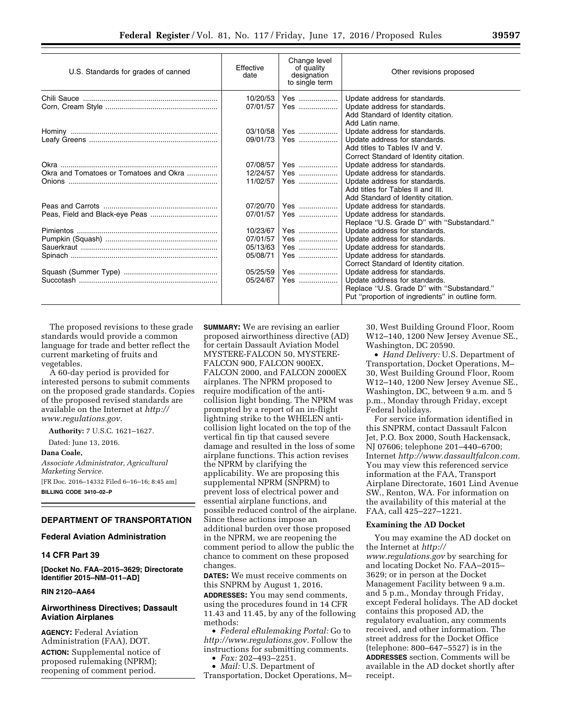| U.S. Standards for grades of canned | Effective date | Change level of quality designation to single term | Other revisions proposed |
|---|---|---|---|
| Chili Sauce | 10/20/53 | Yes | Update address for standards. |
| Corn, Cream Style | 07/01/57 | Yes | Update address for standards. Add Standard of Identity citation. Add Latin name. |
| Hominy | 03/10/58 | Yes | Update address for standards. |
| Leafy Greens | 09/01/73 | Yes | Update address for standards. Add titles to Tables IV and V. Correct Standard of Identity citation. |
| Okra | 07/08/57 | Yes | Update address for standards. |
| Okra and Tomatoes or Tomatoes and Okra | 12/24/57 | Yes | Update address for standards. |
| Onions | 11/02/57 | Yes | Update address for standards. Add titles for Tables II and III. Add Standard of Identity citation. |
| Peas and Carrots | 07/20/70 | Yes | Update address for standards. |
| Peas, Field and Black-eye Peas | 07/01/57 | Yes | Update address for standards. Replace "U.S. Grade D" with "Substandard." |
| Pimientos | 10/23/67 | Yes | Update address for standards. |
| Pumpkin (Squash) | 07/01/57 | Yes | Update address for standards. |
| Sauerkraut | 05/13/63 | Yes | Update address for standards. |
| Spinach | 05/08/71 | Yes | Update address for standards. Correct Standard of Identity citation. |
| Squash (Summer Type) | 05/25/59 | Yes | Update address for standards. |
| Succotash | 05/24/67 | Yes | Update address for standards. Replace "U.S. Grade D" with "Substandard." Put "proportion of ingredients" in outline form. |

The proposed revisions to these grade standards would provide a common language for trade and better reflect the current marketing of fruits and vegetables.

A 60-day period is provided for interested persons to submit comments on the proposed grade standards. Copies of the proposed revised standards are available on the Internet at *http://www.regulations.gov*.

**Authority:** 7 U.S.C. 1621–1627.

Dated: June 13, 2016.

**Dana Coale,**

*Associate Administrator, Agricultural Marketing Service.*

[FR Doc. 2016–14332 Filed 6–16–16; 8:45 am]

**BILLING CODE 3410–02–P**

## DEPARTMENT OF TRANSPORTATION

### Federal Aviation Administration

### 14 CFR Part 39

**[Docket No. FAA–2015–3629; Directorate Identifier 2015–NM–011–AD]**

**RIN 2120–AA64**

### Airworthiness Directives; Dassault Aviation Airplanes

**AGENCY:** Federal Aviation Administration (FAA), DOT.

**ACTION:** Supplemental notice of proposed rulemaking (NPRM); reopening of comment period.

**SUMMARY:** We are revising an earlier proposed airworthiness directive (AD) for certain Dassault Aviation Model MYSTERE-FALCON 50, MYSTERE-FALCON 900, FALCON 900EX, FALCON 2000, and FALCON 2000EX airplanes. The NPRM proposed to require modification of the anti-collision light bonding. The NPRM was prompted by a report of an in-flight lightning strike to the WHELEN anti-collision light located on the top of the vertical fin tip that caused severe damage and resulted in the loss of some airplane functions. This action revises the NPRM by clarifying the applicability. We are proposing this supplemental NPRM (SNPRM) to prevent loss of electrical power and essential airplane functions, and possible reduced control of the airplane. Since these actions impose an additional burden over those proposed in the NPRM, we are reopening the comment period to allow the public the chance to comment on these proposed changes.

**DATES:** We must receive comments on this SNPRM by August 1, 2016.

**ADDRESSES:** You may send comments, using the procedures found in 14 CFR 11.43 and 11.45, by any of the following methods:

- *Federal eRulemaking Portal:* Go to *http://www.regulations.gov*. Follow the instructions for submitting comments.
- *Fax:* 202–493–2251.
- *Mail:* U.S. Department of Transportation, Docket Operations, M–30, West Building Ground Floor, Room W12–140, 1200 New Jersey Avenue SE., Washington, DC 20590.
- *Hand Delivery:* U.S. Department of Transportation, Docket Operations, M–30, West Building Ground Floor, Room W12–140, 1200 New Jersey Avenue SE., Washington, DC, between 9 a.m. and 5 p.m., Monday through Friday, except Federal holidays.

For service information identified in this SNPRM, contact Dassault Falcon Jet, P.O. Box 2000, South Hackensack, NJ 07606; telephone 201–440–6700; Internet *http://www.dassaultfalcon.com*. You may view this referenced service information at the FAA, Transport Airplane Directorate, 1601 Lind Avenue SW., Renton, WA. For information on the availability of this material at the FAA, call 425–227–1221.

**Examining the AD Docket**

You may examine the AD docket on the Internet at *http://www.regulations.gov* by searching for and locating Docket No. FAA–2015–3629; or in person at the Docket Management Facility between 9 a.m. and 5 p.m., Monday through Friday, except Federal holidays. The AD docket contains this proposed AD, the regulatory evaluation, any comments received, and other information. The street address for the Docket Office (telephone: 800–647–5527) is in the **ADDRESSES** section. Comments will be available in the AD docket shortly after receipt.